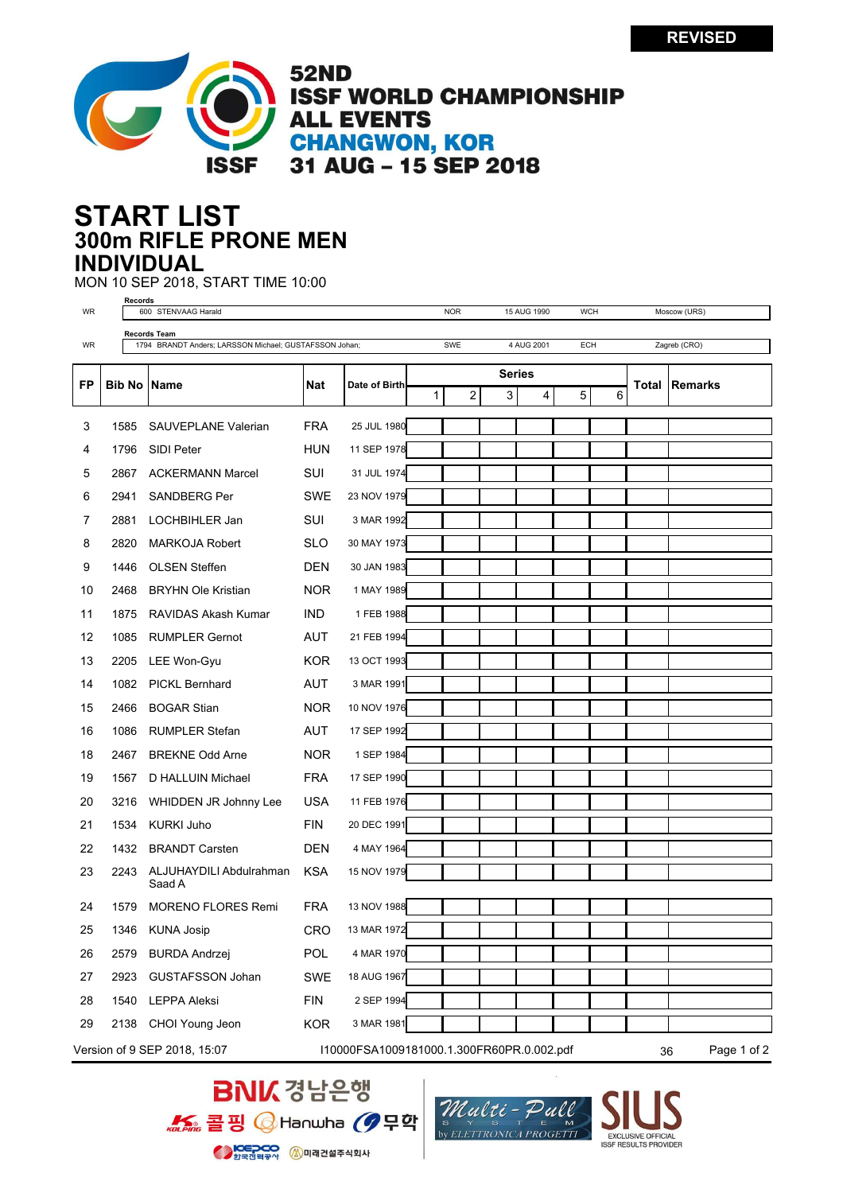REVISED

# 52ND ISSF WORLD CHAMPIONSHIP ALL EVENTS CHANGWON, KOR 31 AUG – 15 SEP 2018

# START LIST
## 300m RIFLE PRONE MEN
## INDIVIDUAL

MON 10 SEP 2018, START TIME 10:00

**Records**

| | | | | | |
|---|---|---|---|---|---|
| WR | 600 STENVAAG Harald | NOR | 15 AUG 1990 | WCH | Moscow (URS) |

**Records Team**

| | | | | | |
|---|---|---|---|---|---|
| WR | 1794 BRANDT Anders; LARSSON Michael; GUSTAFSSON Johan; | SWE | 4 AUG 2001 | ECH | Zagreb (CRO) |

| FP | Bib No | Name | Nat | Date of Birth | Series 1 | 2 | 3 | 4 | 5 | 6 | Total | Remarks |
|---|---|---|---|---|---|---|---|---|---|---|---|---|
| 3 | 1585 | SAUVEPLANE Valerian | FRA | 25 JUL 1980 | | | | | | | | |
| 4 | 1796 | SIDI Peter | HUN | 11 SEP 1978 | | | | | | | | |
| 5 | 2867 | ACKERMANN Marcel | SUI | 31 JUL 1974 | | | | | | | | |
| 6 | 2941 | SANDBERG Per | SWE | 23 NOV 1979 | | | | | | | | |
| 7 | 2881 | LOCHBIHLER Jan | SUI | 3 MAR 1992 | | | | | | | | |
| 8 | 2820 | MARKOJA Robert | SLO | 30 MAY 1973 | | | | | | | | |
| 9 | 1446 | OLSEN Steffen | DEN | 30 JAN 1983 | | | | | | | | |
| 10 | 2468 | BRYHN Ole Kristian | NOR | 1 MAY 1989 | | | | | | | | |
| 11 | 1875 | RAVIDAS Akash Kumar | IND | 1 FEB 1988 | | | | | | | | |
| 12 | 1085 | RUMPLER Gernot | AUT | 21 FEB 1994 | | | | | | | | |
| 13 | 2205 | LEE Won-Gyu | KOR | 13 OCT 1993 | | | | | | | | |
| 14 | 1082 | PICKL Bernhard | AUT | 3 MAR 1991 | | | | | | | | |
| 15 | 2466 | BOGAR Stian | NOR | 10 NOV 1976 | | | | | | | | |
| 16 | 1086 | RUMPLER Stefan | AUT | 17 SEP 1992 | | | | | | | | |
| 18 | 2467 | BREKNE Odd Arne | NOR | 1 SEP 1984 | | | | | | | | |
| 19 | 1567 | D HALLUIN Michael | FRA | 17 SEP 1990 | | | | | | | | |
| 20 | 3216 | WHIDDEN JR Johnny Lee | USA | 11 FEB 1976 | | | | | | | | |
| 21 | 1534 | KURKI Juho | FIN | 20 DEC 1991 | | | | | | | | |
| 22 | 1432 | BRANDT Carsten | DEN | 4 MAY 1964 | | | | | | | | |
| 23 | 2243 | ALJUHAYDILI Abdulrahman Saad A | KSA | 15 NOV 1979 | | | | | | | | |
| 24 | 1579 | MORENO FLORES Remi | FRA | 13 NOV 1988 | | | | | | | | |
| 25 | 1346 | KUNA Josip | CRO | 13 MAR 1972 | | | | | | | | |
| 26 | 2579 | BURDA Andrzej | POL | 4 MAR 1970 | | | | | | | | |
| 27 | 2923 | GUSTAFSSON Johan | SWE | 18 AUG 1967 | | | | | | | | |
| 28 | 1540 | LEPPA Aleksi | FIN | 2 SEP 1994 | | | | | | | | |
| 29 | 2138 | CHOI Young Jeon | KOR | 3 MAR 1981 | | | | | | | | |

Version of 9 SEP 2018, 15:07 I10000FSA1009181000.1.300FR60PR.0.002.pdf 36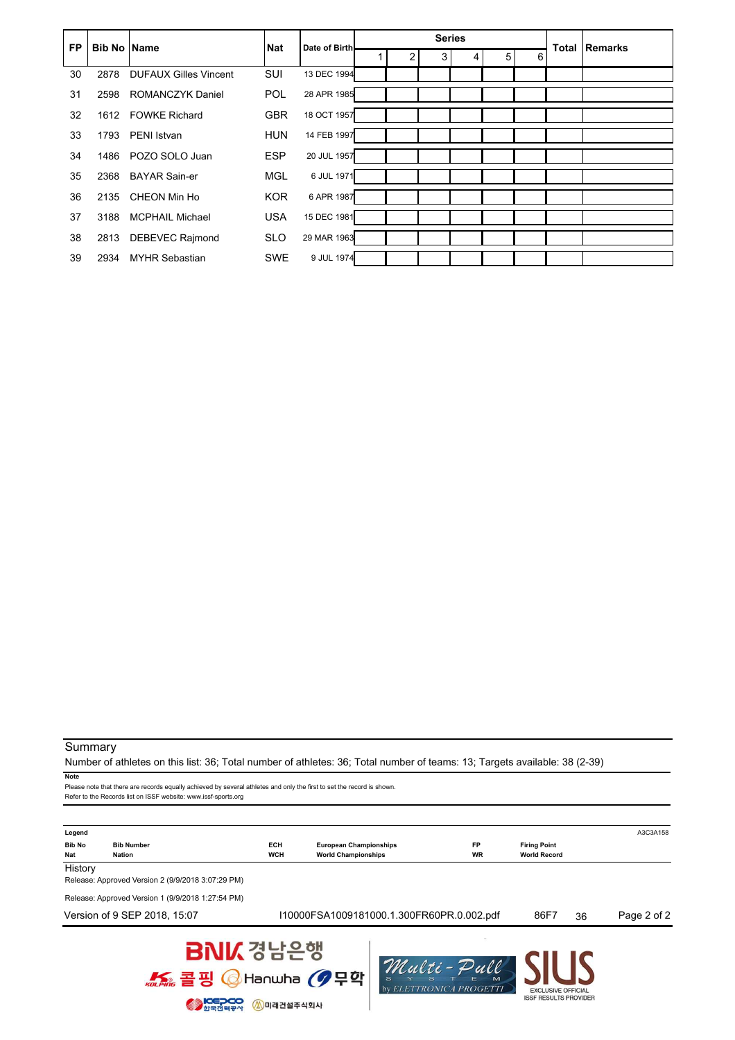| FP | Bib No | Name | Nat | Date of Birth | Series | | | | | | Total | Remarks |
|---|---|---|---|---|---|---|---|---|---|---|---|---|
| | | | | | 1 | 2 | 3 | 4 | 5 | 6 | | |
| 30 | 2878 | DUFAUX Gilles Vincent | SUI | 13 DEC 1994 | | | | | | | | |
| 31 | 2598 | ROMANCZYK Daniel | POL | 28 APR 1985 | | | | | | | | |
| 32 | 1612 | FOWKE Richard | GBR | 18 OCT 1957 | | | | | | | | |
| 33 | 1793 | PENI Istvan | HUN | 14 FEB 1997 | | | | | | | | |
| 34 | 1486 | POZO SOLO Juan | ESP | 20 JUL 1957 | | | | | | | | |
| 35 | 2368 | BAYAR Sain-er | MGL | 6 JUL 1971 | | | | | | | | |
| 36 | 2135 | CHEON Min Ho | KOR | 6 APR 1987 | | | | | | | | |
| 37 | 3188 | MCPHAIL Michael | USA | 15 DEC 1981 | | | | | | | | |
| 38 | 2813 | DEBEVEC Rajmond | SLO | 29 MAR 1963 | | | | | | | | |
| 39 | 2934 | MYHR Sebastian | SWE | 9 JUL 1974 | | | | | | | | |

## Summary

Number of athletes on this list: 36; Total number of athletes: 36; Total number of teams: 13; Targets available: 38 (2-39)

**Note**

Please note that there are records equally achieved by several athletes and only the first to set the record is shown.
Refer to the Records list on ISSF website: www.issf-sports.org

**Legend** A3C3A158

| | | | | | |
|---|---|---|---|---|---|
| **Bib No** | **Bib Number** | **ECH** | **European Championships** | **FP** | **Firing Point** |
| **Nat** | **Nation** | **WCH** | **World Championships** | **WR** | **World Record** |

History

Release: Approved Version 2 (9/9/2018 3:07:29 PM)

Release: Approved Version 1 (9/9/2018 1:27:54 PM)

Version of 9 SEP 2018, 15:07 I10000FSA1009181000.1.300FR60PR.0.002.pdf 86F7 36

BNK 경남은행 콜핑 Hanwha 무학 KEPCO 한국전력공사 미래건설주식회사

Multi - Pull SYSTEM by ELETTRONICA PROGETTI

SIUS EXCLUSIVE OFFICIAL ISSF RESULTS PROVIDER